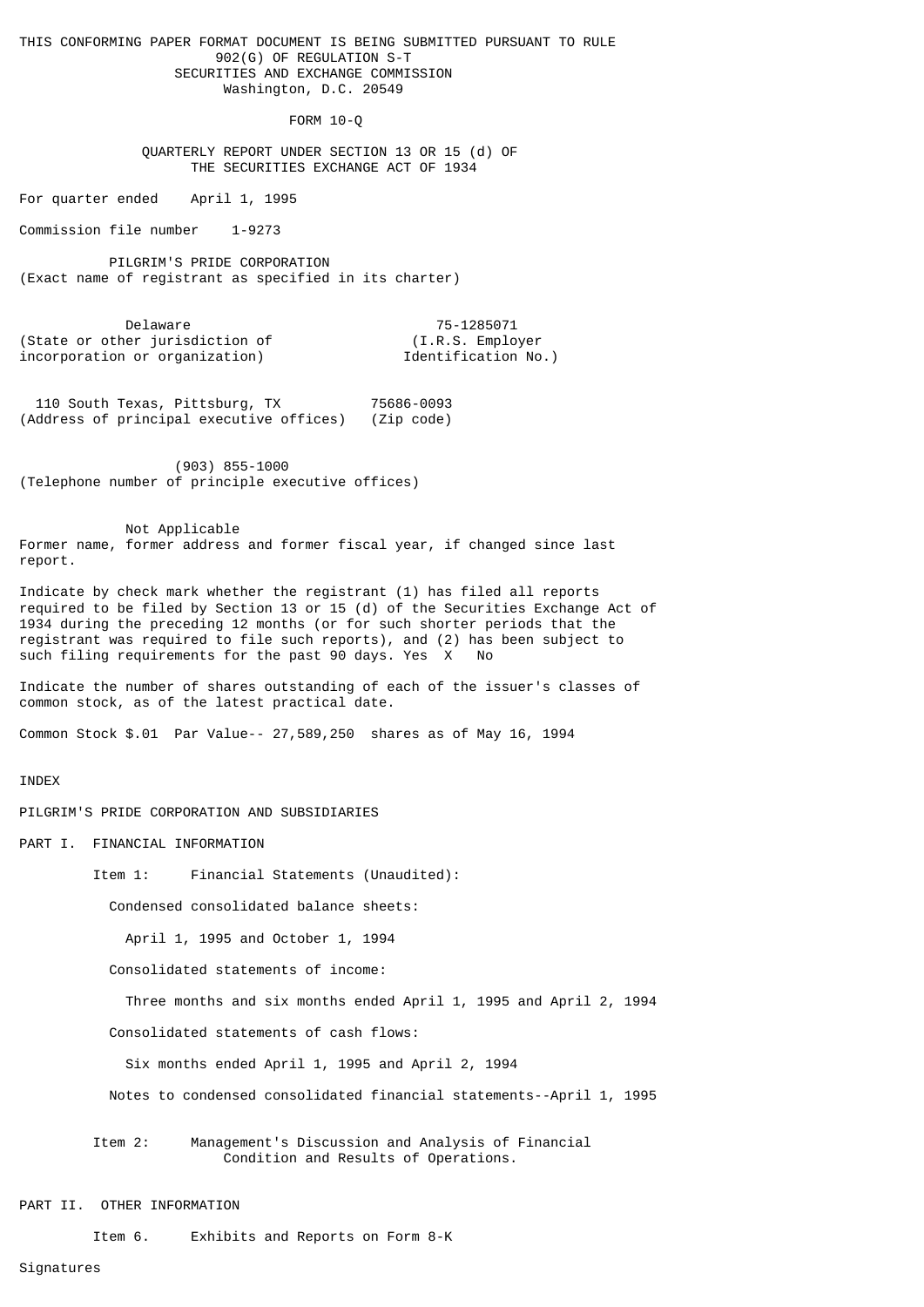THIS CONFORMING PAPER FORMAT DOCUMENT IS BEING SUBMITTED PURSUANT TO RULE 902(G) OF REGULATION S-T

SECURITIES AND EXCHANGE COMMISSION
Washington, D.C. 20549

# FORM 10-Q

QUARTERLY REPORT UNDER SECTION 13 OR 15 (d) OF THE SECURITIES EXCHANGE ACT OF 1934

For quarter ended April 1, 1995

Commission file number 1-9273

PILGRIM'S PRIDE CORPORATION
(Exact name of registrant as specified in its charter)

| Delaware | 75-1285071 |
|---|---|
| (State or other jurisdiction of incorporation or organization) | (I.R.S. Employer Identification No.) |

| 110 South Texas, Pittsburg, TX | 75686-0093 |
|---|---|
| (Address of principal executive offices) | (Zip code) |

(903) 855-1000
(Telephone number of principle executive offices)

Not Applicable
Former name, former address and former fiscal year, if changed since last report.

Indicate by check mark whether the registrant (1) has filed all reports required to be filed by Section 13 or 15 (d) of the Securities Exchange Act of 1934 during the preceding 12 months (or for such shorter periods that the registrant was required to file such reports), and (2) has been subject to such filing requirements for the past 90 days. Yes X No

Indicate the number of shares outstanding of each of the issuer's classes of common stock, as of the latest practical date.

Common Stock $.01 Par Value-- 27,589,250 shares as of May 16, 1994

INDEX

PILGRIM'S PRIDE CORPORATION AND SUBSIDIARIES

PART I. FINANCIAL INFORMATION

Item 1: Financial Statements (Unaudited):

Condensed consolidated balance sheets:

April 1, 1995 and October 1, 1994

Consolidated statements of income:

Three months and six months ended April 1, 1995 and April 2, 1994

Consolidated statements of cash flows:

Six months ended April 1, 1995 and April 2, 1994

Notes to condensed consolidated financial statements--April 1, 1995

Item 2: Management's Discussion and Analysis of Financial Condition and Results of Operations.

PART II. OTHER INFORMATION

Item 6. Exhibits and Reports on Form 8-K

Signatures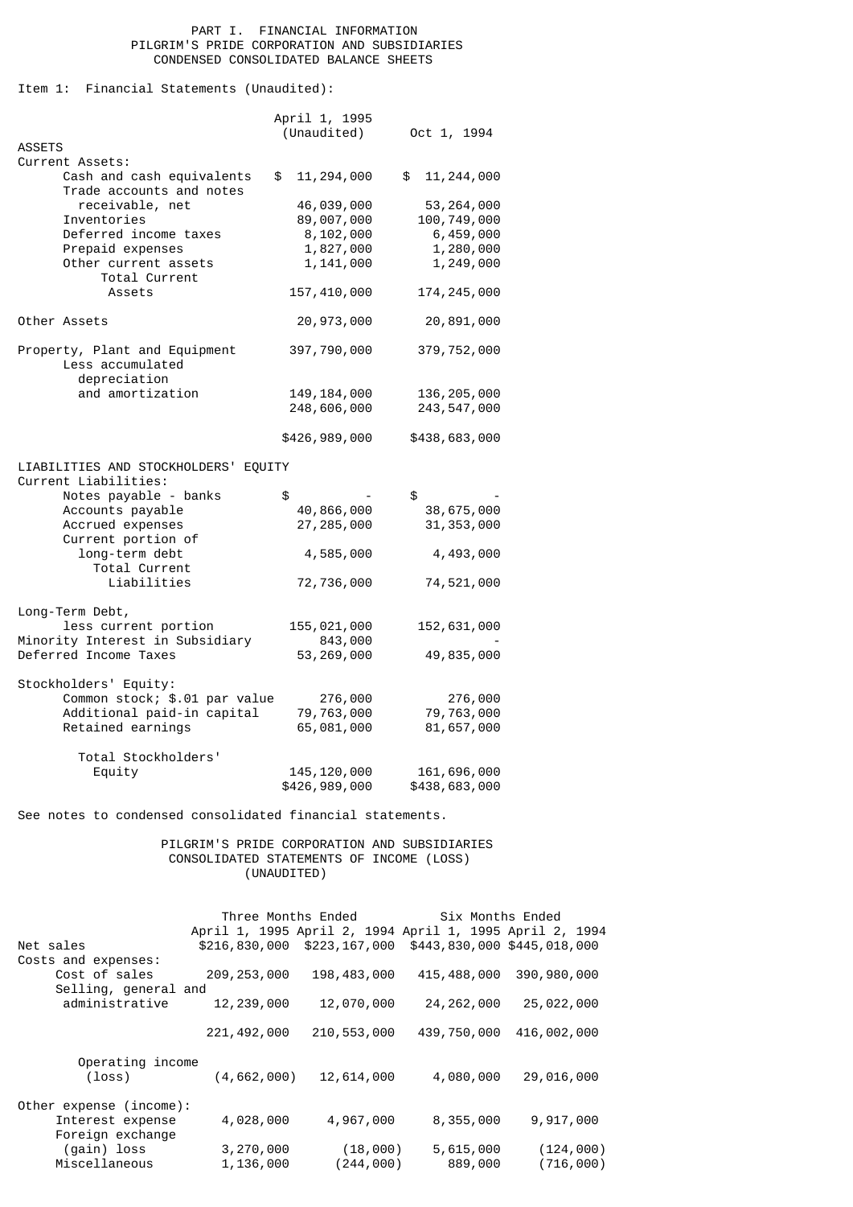# PART I. FINANCIAL INFORMATION

## PILGRIM'S PRIDE CORPORATION AND SUBSIDIARIES
## CONDENSED CONSOLIDATED BALANCE SHEETS

Item 1: Financial Statements (Unaudited):

| | April 1, 1995 (Unaudited) | Oct 1, 1994 |
|---|---|---|
| ASSETS | | |
| Current Assets: | | |
| Cash and cash equivalents | $ 11,294,000 | $ 11,244,000 |
| Trade accounts and notes receivable, net | 46,039,000 | 53,264,000 |
| Inventories | 89,007,000 | 100,749,000 |
| Deferred income taxes | 8,102,000 | 6,459,000 |
| Prepaid expenses | 1,827,000 | 1,280,000 |
| Other current assets | 1,141,000 | 1,249,000 |
| Total Current Assets | 157,410,000 | 174,245,000 |
| Other Assets | 20,973,000 | 20,891,000 |
| Property, Plant and Equipment | 397,790,000 | 379,752,000 |
| Less accumulated depreciation and amortization | 149,184,000 | 136,205,000 |
| | 248,606,000 | 243,547,000 |
| | $426,989,000 | $438,683,000 |
| LIABILITIES AND STOCKHOLDERS' EQUITY | | |
| Current Liabilities: | | |
| Notes payable - banks | $ - | $ - |
| Accounts payable | 40,866,000 | 38,675,000 |
| Accrued expenses | 27,285,000 | 31,353,000 |
| Current portion of long-term debt | 4,585,000 | 4,493,000 |
| Total Current Liabilities | 72,736,000 | 74,521,000 |
| Long-Term Debt, less current portion | 155,021,000 | 152,631,000 |
| Minority Interest in Subsidiary | 843,000 | - |
| Deferred Income Taxes | 53,269,000 | 49,835,000 |
| Stockholders' Equity: | | |
| Common stock; $.01 par value | 276,000 | 276,000 |
| Additional paid-in capital | 79,763,000 | 79,763,000 |
| Retained earnings | 65,081,000 | 81,657,000 |
| Total Stockholders' Equity | 145,120,000 | 161,696,000 |
| | $426,989,000 | $438,683,000 |

See notes to condensed consolidated financial statements.

## PILGRIM'S PRIDE CORPORATION AND SUBSIDIARIES
## CONSOLIDATED STATEMENTS OF INCOME (LOSS)
## (UNAUDITED)

| | Three Months Ended | | Six Months Ended | |
|---|---|---|---|---|
| | April 1, 1995 | April 2, 1994 | April 1, 1995 | April 2, 1994 |
| Net sales | $216,830,000 | $223,167,000 | $443,830,000 | $445,018,000 |
| Costs and expenses: | | | | |
| Cost of sales | 209,253,000 | 198,483,000 | 415,488,000 | 390,980,000 |
| Selling, general and administrative | 12,239,000 | 12,070,000 | 24,262,000 | 25,022,000 |
| | 221,492,000 | 210,553,000 | 439,750,000 | 416,002,000 |
| Operating income (loss) | (4,662,000) | 12,614,000 | 4,080,000 | 29,016,000 |
| Other expense (income): | | | | |
| Interest expense | 4,028,000 | 4,967,000 | 8,355,000 | 9,917,000 |
| Foreign exchange (gain) loss | 3,270,000 | (18,000) | 5,615,000 | (124,000) |
| Miscellaneous | 1,136,000 | (244,000) | 889,000 | (716,000) |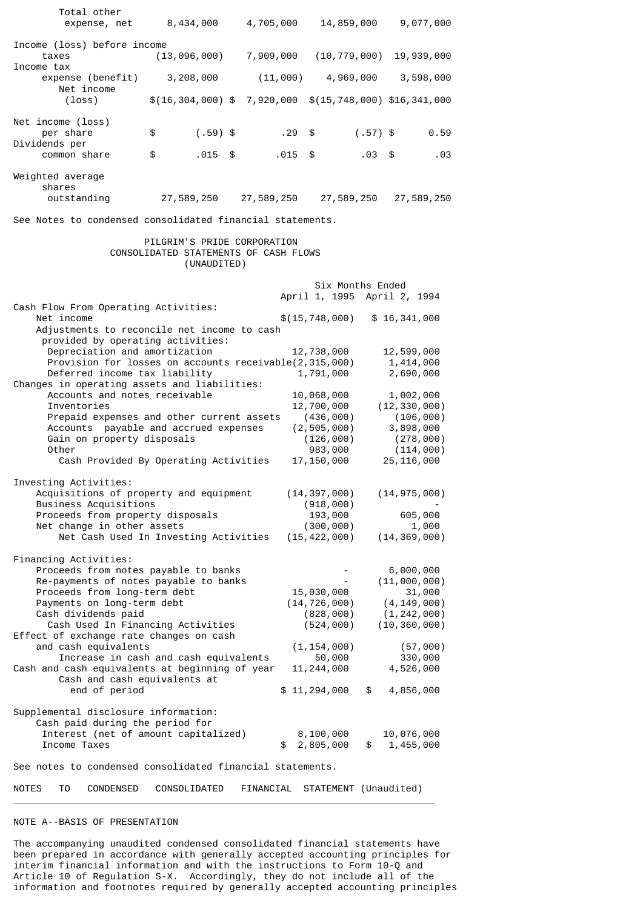| | | | | |
|---|---|---|---|---|
| Total other expense, net | 8,434,000 | 4,705,000 | 14,859,000 | 9,077,000 |
| Income (loss) before income taxes | (13,096,000) | 7,909,000 | (10,779,000) | 19,939,000 |
| Income tax expense (benefit) | 3,208,000 | (11,000) | 4,969,000 | 3,598,000 |
| Net income (loss) | $(16,304,000) | $ 7,920,000 | $(15,748,000) | $16,341,000 |
| Net income (loss) per share | $ (.59) | $ .29 | $ (.57) | $ 0.59 |
| Dividends per common share | $ .015 | $ .015 | $ .03 | $ .03 |
| Weighted average shares outstanding | 27,589,250 | 27,589,250 | 27,589,250 | 27,589,250 |

See Notes to condensed consolidated financial statements.

PILGRIM'S PRIDE CORPORATION
CONSOLIDATED STATEMENTS OF CASH FLOWS
(UNAUDITED)

| | Six Months Ended April 1, 1995 | Six Months Ended April 2, 1994 |
|---|---|---|
| **Cash Flow From Operating Activities:** | | |
| Net income | $(15,748,000) | $ 16,341,000 |
| Adjustments to reconcile net income to cash provided by operating activities: | | |
| Depreciation and amortization | 12,738,000 | 12,599,000 |
| Provision for losses on accounts receivable | (2,315,000) | 1,414,000 |
| Deferred income tax liability | 1,791,000 | 2,690,000 |
| Changes in operating assets and liabilities: | | |
| Accounts and notes receivable | 10,068,000 | 1,002,000 |
| Inventories | 12,700,000 | (12,330,000) |
| Prepaid expenses and other current assets | (436,000) | (106,000) |
| Accounts payable and accrued expenses | (2,505,000) | 3,898,000 |
| Gain on property disposals | (126,000) | (278,000) |
| Other | 983,000 | (114,000) |
| Cash Provided By Operating Activities | 17,150,000 | 25,116,000 |
| **Investing Activities:** | | |
| Acquisitions of property and equipment | (14,397,000) | (14,975,000) |
| Business Acquisitions | (918,000) | - |
| Proceeds from property disposals | 193,000 | 605,000 |
| Net change in other assets | (300,000) | 1,000 |
| Net Cash Used In Investing Activities | (15,422,000) | (14,369,000) |
| **Financing Activities:** | | |
| Proceeds from notes payable to banks | - | 6,000,000 |
| Re-payments of notes payable to banks | - | (11,000,000) |
| Proceeds from long-term debt | 15,030,000 | 31,000 |
| Payments on long-term debt | (14,726,000) | (4,149,000) |
| Cash dividends paid | (828,000) | (1,242,000) |
| Cash Used In Financing Activities | (524,000) | (10,360,000) |
| Effect of exchange rate changes on cash and cash equivalents | (1,154,000) | (57,000) |
| Increase in cash and cash equivalents | 50,000 | 330,000 |
| Cash and cash equivalents at beginning of year | 11,244,000 | 4,526,000 |
| Cash and cash equivalents at end of period | $ 11,294,000 | $ 4,856,000 |
| **Supplemental disclosure information:** | | |
| Cash paid during the period for | | |
| Interest (net of amount capitalized) | 8,100,000 | 10,076,000 |
| Income Taxes | $ 2,805,000 | $ 1,455,000 |

See notes to condensed consolidated financial statements.

NOTES TO CONDENSED CONSOLIDATED FINANCIAL STATEMENT (Unaudited)

NOTE A--BASIS OF PRESENTATION

The accompanying unaudited condensed consolidated financial statements have been prepared in accordance with generally accepted accounting principles for interim financial information and with the instructions to Form 10-Q and Article 10 of Regulation S-X. Accordingly, they do not include all of the information and footnotes required by generally accepted accounting principles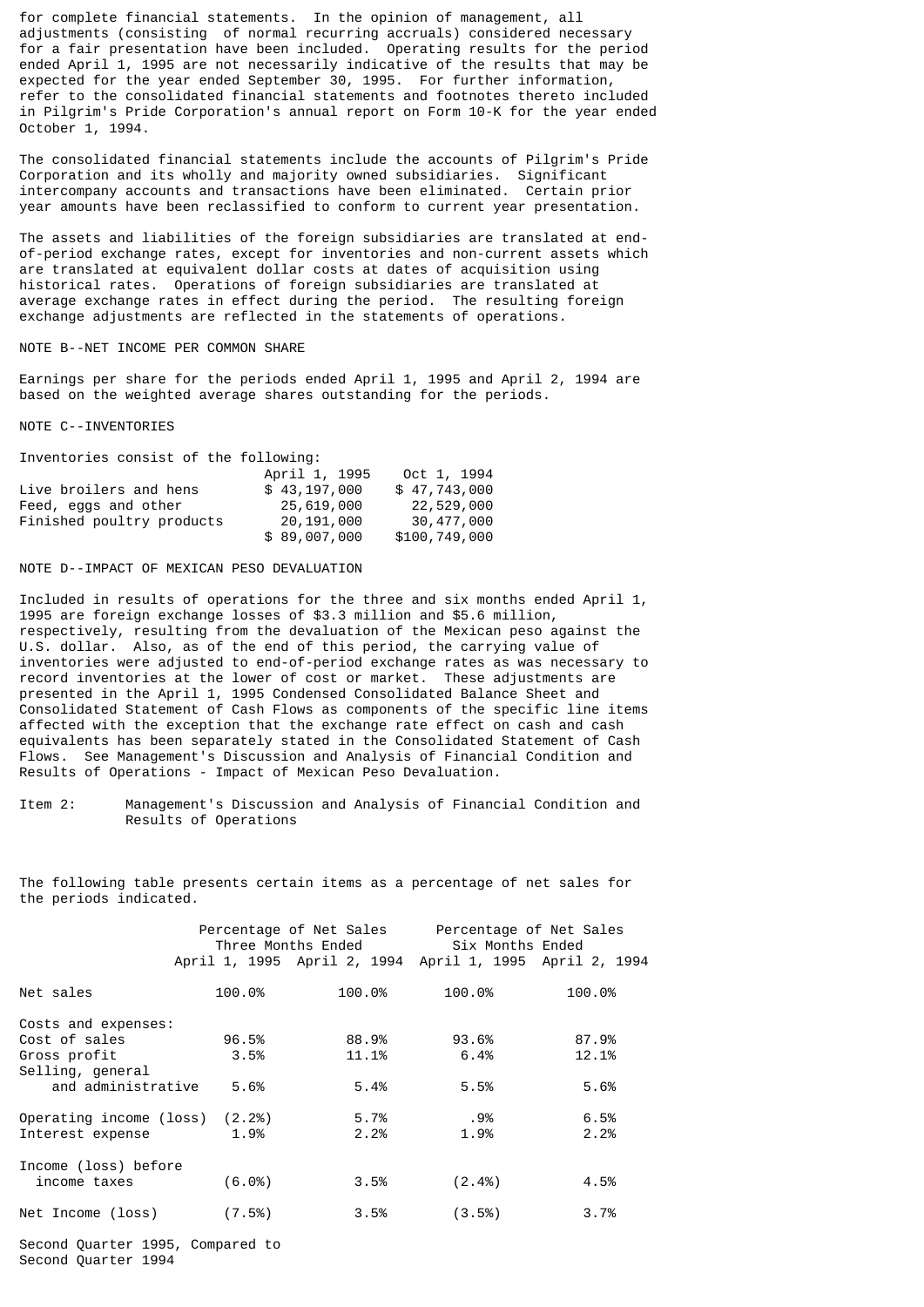for complete financial statements. In the opinion of management, all adjustments (consisting of normal recurring accruals) considered necessary for a fair presentation have been included. Operating results for the period ended April 1, 1995 are not necessarily indicative of the results that may be expected for the year ended September 30, 1995. For further information, refer to the consolidated financial statements and footnotes thereto included in Pilgrim's Pride Corporation's annual report on Form 10-K for the year ended October 1, 1994.

The consolidated financial statements include the accounts of Pilgrim's Pride Corporation and its wholly and majority owned subsidiaries. Significant intercompany accounts and transactions have been eliminated. Certain prior year amounts have been reclassified to conform to current year presentation.

The assets and liabilities of the foreign subsidiaries are translated at end-of-period exchange rates, except for inventories and non-current assets which are translated at equivalent dollar costs at dates of acquisition using historical rates. Operations of foreign subsidiaries are translated at average exchange rates in effect during the period. The resulting foreign exchange adjustments are reflected in the statements of operations.

NOTE B--NET INCOME PER COMMON SHARE

Earnings per share for the periods ended April 1, 1995 and April 2, 1994 are based on the weighted average shares outstanding for the periods.

NOTE C--INVENTORIES

Inventories consist of the following:

| | April 1, 1995 | Oct 1, 1994 |
|---|---|---|
| Live broilers and hens | $ 43,197,000 | $ 47,743,000 |
| Feed, eggs and other | 25,619,000 | 22,529,000 |
| Finished poultry products | 20,191,000 | 30,477,000 |
| | $ 89,007,000 | $100,749,000 |

NOTE D--IMPACT OF MEXICAN PESO DEVALUATION

Included in results of operations for the three and six months ended April 1, 1995 are foreign exchange losses of $3.3 million and $5.6 million, respectively, resulting from the devaluation of the Mexican peso against the U.S. dollar. Also, as of the end of this period, the carrying value of inventories were adjusted to end-of-period exchange rates as was necessary to record inventories at the lower of cost or market. These adjustments are presented in the April 1, 1995 Condensed Consolidated Balance Sheet and Consolidated Statement of Cash Flows as components of the specific line items affected with the exception that the exchange rate effect on cash and cash equivalents has been separately stated in the Consolidated Statement of Cash Flows. See Management's Discussion and Analysis of Financial Condition and Results of Operations - Impact of Mexican Peso Devaluation.

Item 2: Management's Discussion and Analysis of Financial Condition and Results of Operations

The following table presents certain items as a percentage of net sales for the periods indicated.

| | Percentage of Net Sales Three Months Ended | | Percentage of Net Sales Six Months Ended | |
|---|---|---|---|---|
| | April 1, 1995 | April 2, 1994 | April 1, 1995 | April 2, 1994 |
| Net sales | 100.0% | 100.0% | 100.0% | 100.0% |
| Costs and expenses: | | | | |
| Cost of sales | 96.5% | 88.9% | 93.6% | 87.9% |
| Gross profit | 3.5% | 11.1% | 6.4% | 12.1% |
| Selling, general and administrative | 5.6% | 5.4% | 5.5% | 5.6% |
| Operating income (loss) | (2.2%) | 5.7% | .9% | 6.5% |
| Interest expense | 1.9% | 2.2% | 1.9% | 2.2% |
| Income (loss) before income taxes | (6.0%) | 3.5% | (2.4%) | 4.5% |
| Net Income (loss) | (7.5%) | 3.5% | (3.5%) | 3.7% |

Second Quarter 1995, Compared to Second Quarter 1994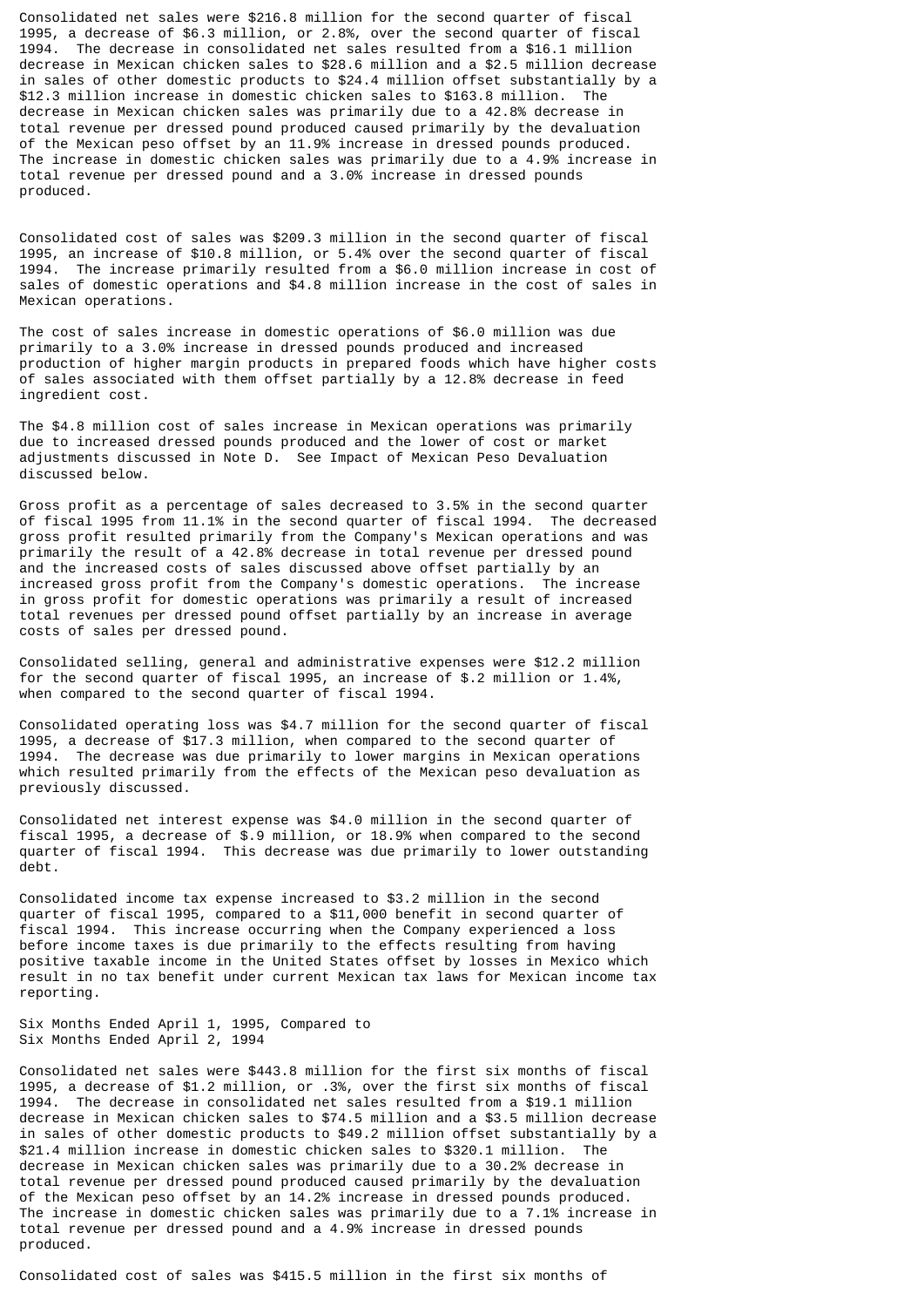Consolidated net sales were $216.8 million for the second quarter of fiscal 1995, a decrease of $6.3 million, or 2.8%, over the second quarter of fiscal 1994. The decrease in consolidated net sales resulted from a $16.1 million decrease in Mexican chicken sales to $28.6 million and a $2.5 million decrease in sales of other domestic products to $24.4 million offset substantially by a $12.3 million increase in domestic chicken sales to $163.8 million. The decrease in Mexican chicken sales was primarily due to a 42.8% decrease in total revenue per dressed pound produced caused primarily by the devaluation of the Mexican peso offset by an 11.9% increase in dressed pounds produced. The increase in domestic chicken sales was primarily due to a 4.9% increase in total revenue per dressed pound and a 3.0% increase in dressed pounds produced.

Consolidated cost of sales was $209.3 million in the second quarter of fiscal 1995, an increase of $10.8 million, or 5.4% over the second quarter of fiscal 1994. The increase primarily resulted from a $6.0 million increase in cost of sales of domestic operations and $4.8 million increase in the cost of sales in Mexican operations.

The cost of sales increase in domestic operations of $6.0 million was due primarily to a 3.0% increase in dressed pounds produced and increased production of higher margin products in prepared foods which have higher costs of sales associated with them offset partially by a 12.8% decrease in feed ingredient cost.

The $4.8 million cost of sales increase in Mexican operations was primarily due to increased dressed pounds produced and the lower of cost or market adjustments discussed in Note D. See Impact of Mexican Peso Devaluation discussed below.

Gross profit as a percentage of sales decreased to 3.5% in the second quarter of fiscal 1995 from 11.1% in the second quarter of fiscal 1994. The decreased gross profit resulted primarily from the Company's Mexican operations and was primarily the result of a 42.8% decrease in total revenue per dressed pound and the increased costs of sales discussed above offset partially by an increased gross profit from the Company's domestic operations. The increase in gross profit for domestic operations was primarily a result of increased total revenues per dressed pound offset partially by an increase in average costs of sales per dressed pound.

Consolidated selling, general and administrative expenses were $12.2 million for the second quarter of fiscal 1995, an increase of $.2 million or 1.4%, when compared to the second quarter of fiscal 1994.

Consolidated operating loss was $4.7 million for the second quarter of fiscal 1995, a decrease of $17.3 million, when compared to the second quarter of 1994. The decrease was due primarily to lower margins in Mexican operations which resulted primarily from the effects of the Mexican peso devaluation as previously discussed.

Consolidated net interest expense was $4.0 million in the second quarter of fiscal 1995, a decrease of $.9 million, or 18.9% when compared to the second quarter of fiscal 1994. This decrease was due primarily to lower outstanding debt.

Consolidated income tax expense increased to $3.2 million in the second quarter of fiscal 1995, compared to a $11,000 benefit in second quarter of fiscal 1994. This increase occurring when the Company experienced a loss before income taxes is due primarily to the effects resulting from having positive taxable income in the United States offset by losses in Mexico which result in no tax benefit under current Mexican tax laws for Mexican income tax reporting.

Six Months Ended April 1, 1995, Compared to
Six Months Ended April 2, 1994

Consolidated net sales were $443.8 million for the first six months of fiscal 1995, a decrease of $1.2 million, or .3%, over the first six months of fiscal 1994. The decrease in consolidated net sales resulted from a $19.1 million decrease in Mexican chicken sales to $74.5 million and a $3.5 million decrease in sales of other domestic products to $49.2 million offset substantially by a $21.4 million increase in domestic chicken sales to $320.1 million. The decrease in Mexican chicken sales was primarily due to a 30.2% decrease in total revenue per dressed pound produced caused primarily by the devaluation of the Mexican peso offset by an 14.2% increase in dressed pounds produced. The increase in domestic chicken sales was primarily due to a 7.1% increase in total revenue per dressed pound and a 4.9% increase in dressed pounds produced.

Consolidated cost of sales was $415.5 million in the first six months of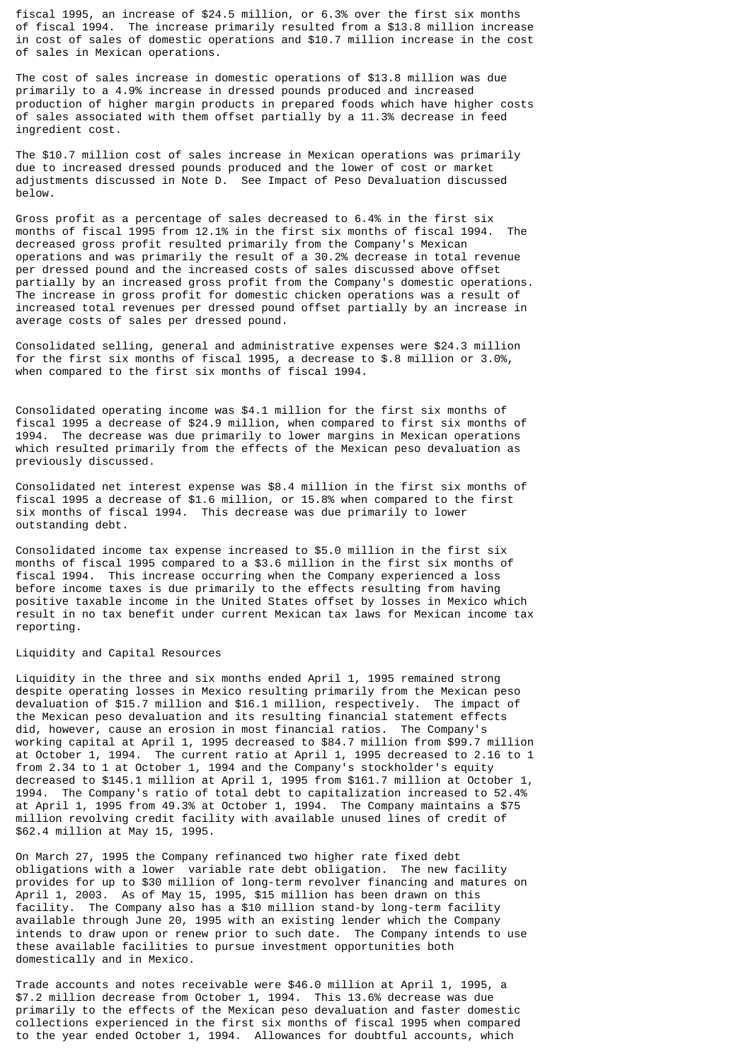fiscal 1995, an increase of $24.5 million, or 6.3% over the first six months of fiscal 1994. The increase primarily resulted from a $13.8 million increase in cost of sales of domestic operations and $10.7 million increase in the cost of sales in Mexican operations.

The cost of sales increase in domestic operations of $13.8 million was due primarily to a 4.9% increase in dressed pounds produced and increased production of higher margin products in prepared foods which have higher costs of sales associated with them offset partially by a 11.3% decrease in feed ingredient cost.

The $10.7 million cost of sales increase in Mexican operations was primarily due to increased dressed pounds produced and the lower of cost or market adjustments discussed in Note D. See Impact of Peso Devaluation discussed below.

Gross profit as a percentage of sales decreased to 6.4% in the first six months of fiscal 1995 from 12.1% in the first six months of fiscal 1994. The decreased gross profit resulted primarily from the Company's Mexican operations and was primarily the result of a 30.2% decrease in total revenue per dressed pound and the increased costs of sales discussed above offset partially by an increased gross profit from the Company's domestic operations. The increase in gross profit for domestic chicken operations was a result of increased total revenues per dressed pound offset partially by an increase in average costs of sales per dressed pound.

Consolidated selling, general and administrative expenses were $24.3 million for the first six months of fiscal 1995, a decrease to $.8 million or 3.0%, when compared to the first six months of fiscal 1994.

Consolidated operating income was $4.1 million for the first six months of fiscal 1995 a decrease of $24.9 million, when compared to first six months of 1994. The decrease was due primarily to lower margins in Mexican operations which resulted primarily from the effects of the Mexican peso devaluation as previously discussed.

Consolidated net interest expense was $8.4 million in the first six months of fiscal 1995 a decrease of $1.6 million, or 15.8% when compared to the first six months of fiscal 1994. This decrease was due primarily to lower outstanding debt.

Consolidated income tax expense increased to $5.0 million in the first six months of fiscal 1995 compared to a $3.6 million in the first six months of fiscal 1994. This increase occurring when the Company experienced a loss before income taxes is due primarily to the effects resulting from having positive taxable income in the United States offset by losses in Mexico which result in no tax benefit under current Mexican tax laws for Mexican income tax reporting.

## Liquidity and Capital Resources

Liquidity in the three and six months ended April 1, 1995 remained strong despite operating losses in Mexico resulting primarily from the Mexican peso devaluation of $15.7 million and $16.1 million, respectively. The impact of the Mexican peso devaluation and its resulting financial statement effects did, however, cause an erosion in most financial ratios. The Company's working capital at April 1, 1995 decreased to $84.7 million from $99.7 million at October 1, 1994. The current ratio at April 1, 1995 decreased to 2.16 to 1 from 2.34 to 1 at October 1, 1994 and the Company's stockholder's equity decreased to $145.1 million at April 1, 1995 from $161.7 million at October 1, 1994. The Company's ratio of total debt to capitalization increased to 52.4% at April 1, 1995 from 49.3% at October 1, 1994. The Company maintains a $75 million revolving credit facility with available unused lines of credit of $62.4 million at May 15, 1995.

On March 27, 1995 the Company refinanced two higher rate fixed debt obligations with a lower variable rate debt obligation. The new facility provides for up to $30 million of long-term revolver financing and matures on April 1, 2003. As of May 15, 1995, $15 million has been drawn on this facility. The Company also has a $10 million stand-by long-term facility available through June 20, 1995 with an existing lender which the Company intends to draw upon or renew prior to such date. The Company intends to use these available facilities to pursue investment opportunities both domestically and in Mexico.

Trade accounts and notes receivable were $46.0 million at April 1, 1995, a $7.2 million decrease from October 1, 1994. This 13.6% decrease was due primarily to the effects of the Mexican peso devaluation and faster domestic collections experienced in the first six months of fiscal 1995 when compared to the year ended October 1, 1994. Allowances for doubtful accounts, which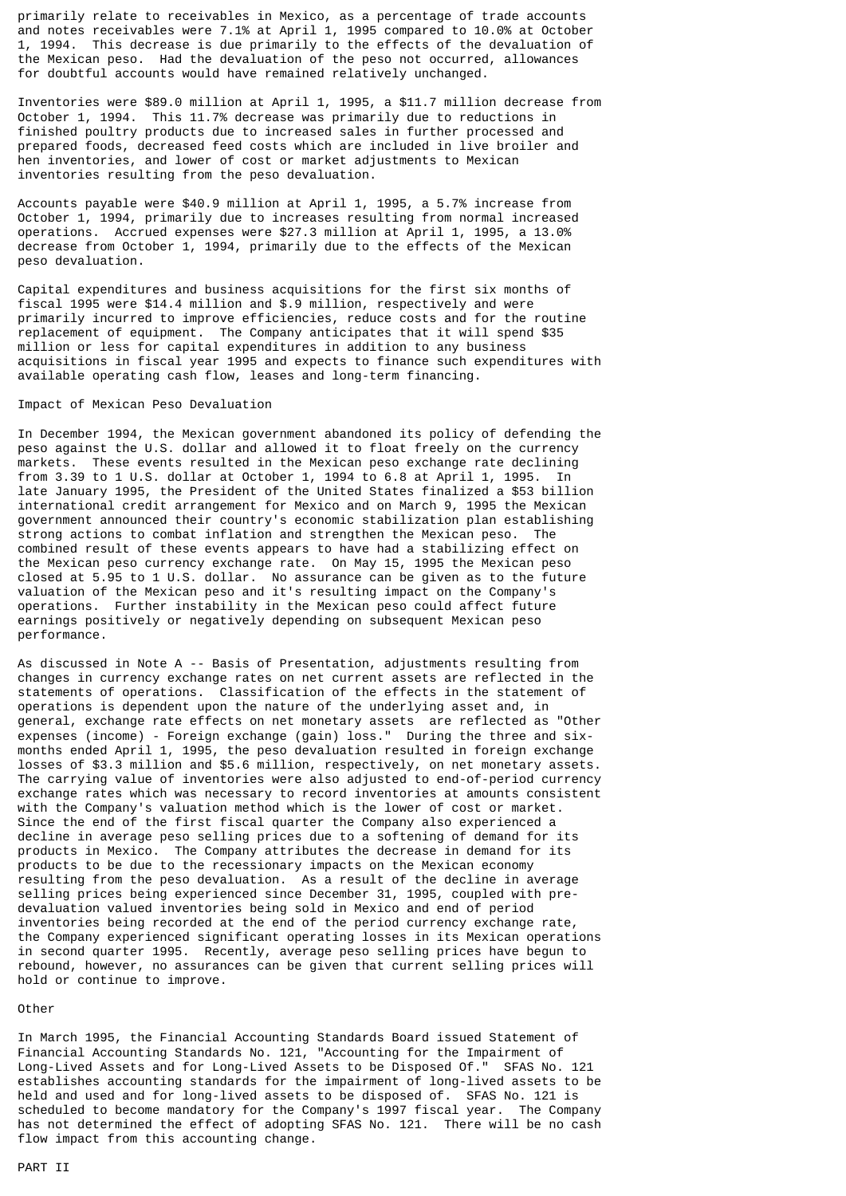primarily relate to receivables in Mexico, as a percentage of trade accounts and notes receivables were 7.1% at April 1, 1995 compared to 10.0% at October 1, 1994. This decrease is due primarily to the effects of the devaluation of the Mexican peso. Had the devaluation of the peso not occurred, allowances for doubtful accounts would have remained relatively unchanged.

Inventories were $89.0 million at April 1, 1995, a $11.7 million decrease from October 1, 1994. This 11.7% decrease was primarily due to reductions in finished poultry products due to increased sales in further processed and prepared foods, decreased feed costs which are included in live broiler and hen inventories, and lower of cost or market adjustments to Mexican inventories resulting from the peso devaluation.

Accounts payable were $40.9 million at April 1, 1995, a 5.7% increase from October 1, 1994, primarily due to increases resulting from normal increased operations. Accrued expenses were $27.3 million at April 1, 1995, a 13.0% decrease from October 1, 1994, primarily due to the effects of the Mexican peso devaluation.

Capital expenditures and business acquisitions for the first six months of fiscal 1995 were $14.4 million and $.9 million, respectively and were primarily incurred to improve efficiencies, reduce costs and for the routine replacement of equipment. The Company anticipates that it will spend $35 million or less for capital expenditures in addition to any business acquisitions in fiscal year 1995 and expects to finance such expenditures with available operating cash flow, leases and long-term financing.

## Impact of Mexican Peso Devaluation

In December 1994, the Mexican government abandoned its policy of defending the peso against the U.S. dollar and allowed it to float freely on the currency markets. These events resulted in the Mexican peso exchange rate declining from 3.39 to 1 U.S. dollar at October 1, 1994 to 6.8 at April 1, 1995. In late January 1995, the President of the United States finalized a $53 billion international credit arrangement for Mexico and on March 9, 1995 the Mexican government announced their country's economic stabilization plan establishing strong actions to combat inflation and strengthen the Mexican peso. The combined result of these events appears to have had a stabilizing effect on the Mexican peso currency exchange rate. On May 15, 1995 the Mexican peso closed at 5.95 to 1 U.S. dollar. No assurance can be given as to the future valuation of the Mexican peso and it's resulting impact on the Company's operations. Further instability in the Mexican peso could affect future earnings positively or negatively depending on subsequent Mexican peso performance.

As discussed in Note A -- Basis of Presentation, adjustments resulting from changes in currency exchange rates on net current assets are reflected in the statements of operations. Classification of the effects in the statement of operations is dependent upon the nature of the underlying asset and, in general, exchange rate effects on net monetary assets are reflected as "Other expenses (income) - Foreign exchange (gain) loss." During the three and six-months ended April 1, 1995, the peso devaluation resulted in foreign exchange losses of $3.3 million and $5.6 million, respectively, on net monetary assets. The carrying value of inventories were also adjusted to end-of-period currency exchange rates which was necessary to record inventories at amounts consistent with the Company's valuation method which is the lower of cost or market. Since the end of the first fiscal quarter the Company also experienced a decline in average peso selling prices due to a softening of demand for its products in Mexico. The Company attributes the decrease in demand for its products to be due to the recessionary impacts on the Mexican economy resulting from the peso devaluation. As a result of the decline in average selling prices being experienced since December 31, 1995, coupled with pre-devaluation valued inventories being sold in Mexico and end of period inventories being recorded at the end of the period currency exchange rate, the Company experienced significant operating losses in its Mexican operations in second quarter 1995. Recently, average peso selling prices have begun to rebound, however, no assurances can be given that current selling prices will hold or continue to improve.

## Other

In March 1995, the Financial Accounting Standards Board issued Statement of Financial Accounting Standards No. 121, "Accounting for the Impairment of Long-Lived Assets and for Long-Lived Assets to be Disposed Of." SFAS No. 121 establishes accounting standards for the impairment of long-lived assets to be held and used and for long-lived assets to be disposed of. SFAS No. 121 is scheduled to become mandatory for the Company's 1997 fiscal year. The Company has not determined the effect of adopting SFAS No. 121. There will be no cash flow impact from this accounting change.

# PART II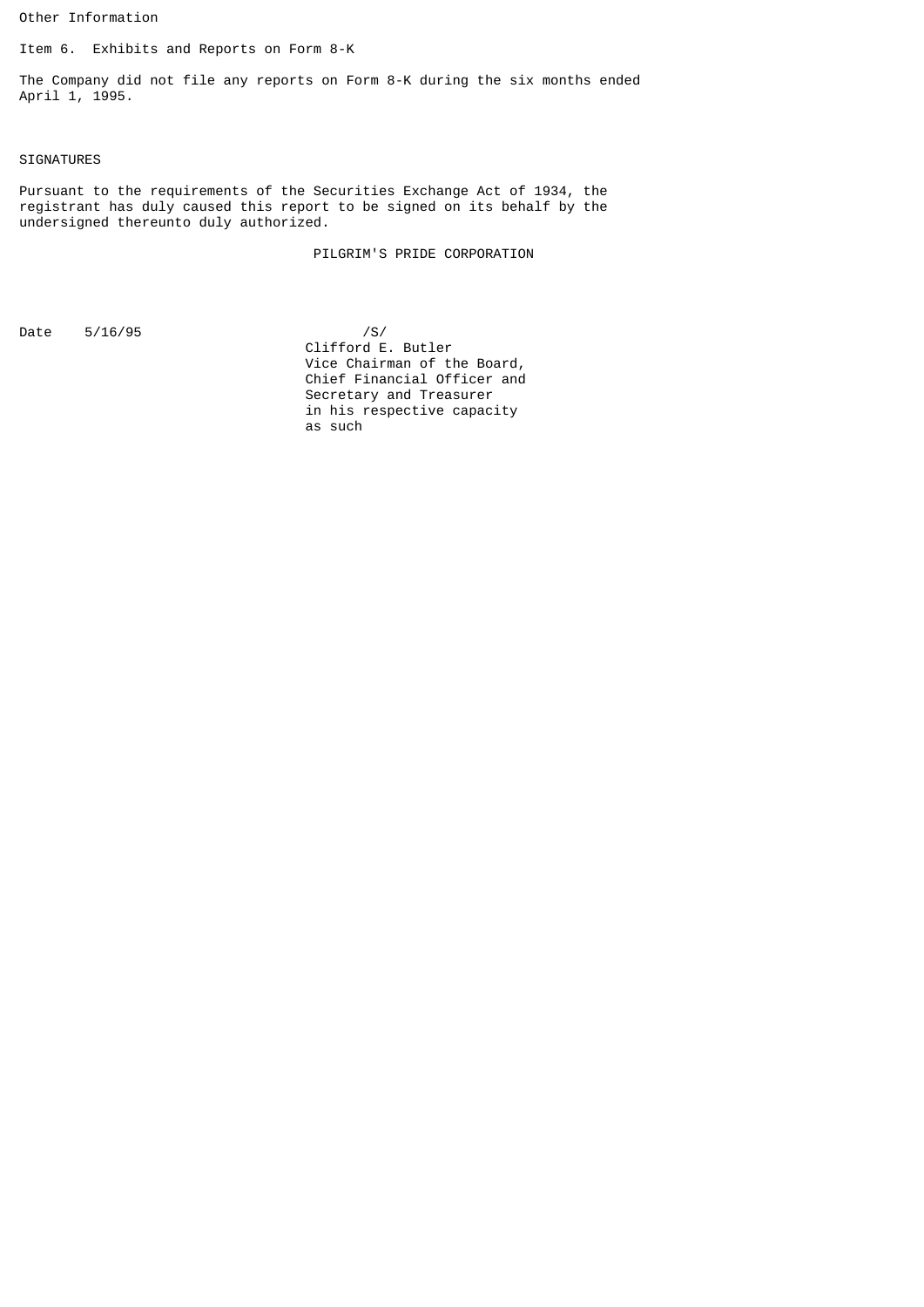Other Information

Item 6. Exhibits and Reports on Form 8-K

The Company did not file any reports on Form 8-K during the six months ended April 1, 1995.

SIGNATURES

Pursuant to the requirements of the Securities Exchange Act of 1934, the registrant has duly caused this report to be signed on its behalf by the undersigned thereunto duly authorized.

PILGRIM'S PRIDE CORPORATION

Date 5/16/95

/S/
Clifford E. Butler
Vice Chairman of the Board,
Chief Financial Officer and
Secretary and Treasurer
in his respective capacity
as such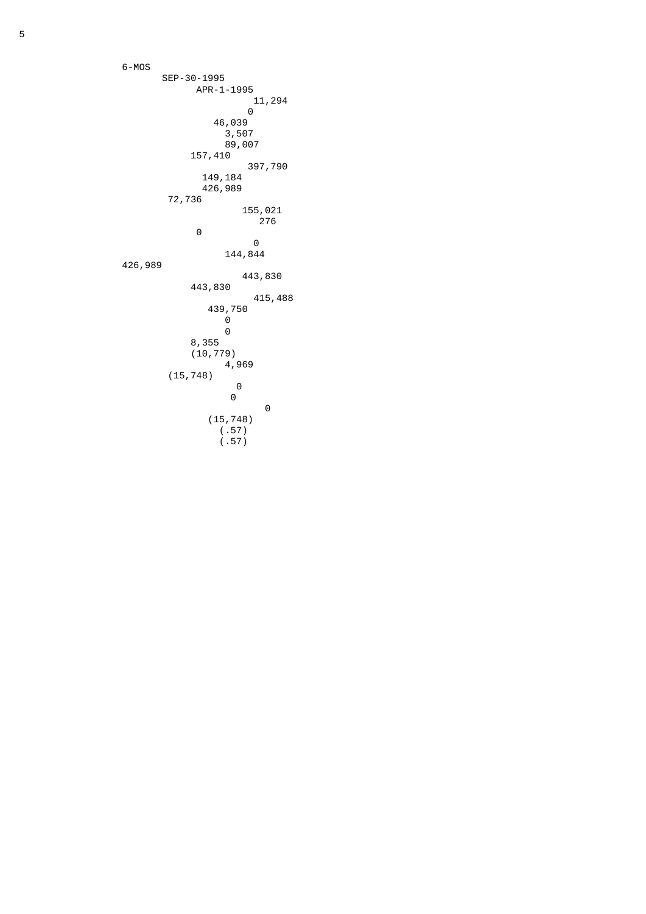6-MOS

SEP-30-1995

APR-1-1995

11,294

0

46,039

3,507

89,007

157,410

397,790

149,184

426,989

72,736

155,021

276

0

0

144,844

426,989

443,830

443,830

415,488

439,750

0

0

8,355

(10,779)

4,969

(15,748)

0

0

0

(15,748)

(.57)

(.57)